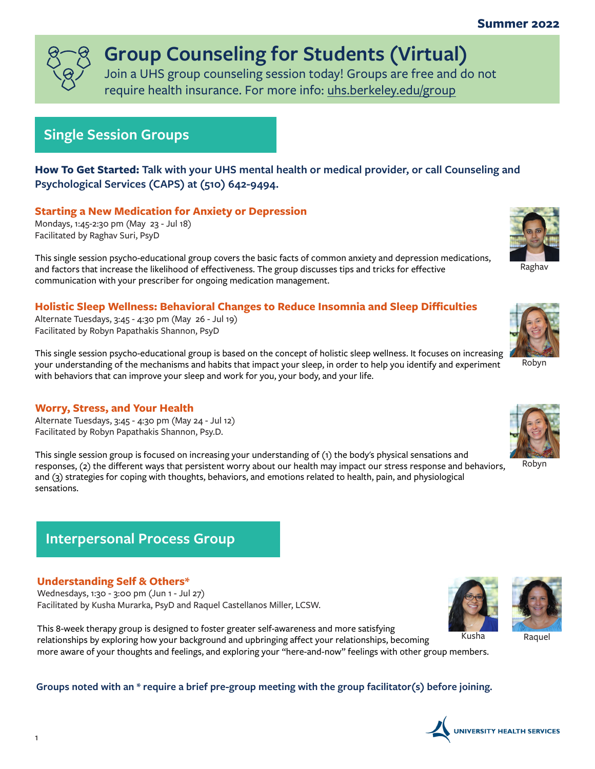Summer 2022

# Group Counseling for Students (Virtual)

Join a UHS group counseling session today! Groups are free and do not require health insurance. For more info: uhs.berkeley.edu/group

## Single Session Groups

**How To Get Started: Talk with your UHS mental health or medical provider, or call Counseling and Psychological Services (CAPS) at (510) 642-9494.**

### Starting a New Medication for Anxiety or Depression

Mondays, 1:45-2:30 pm (May 23 - Jul 18)
Facilitated by Raghav Suri, PsyD

This single session psycho-educational group covers the basic facts of common anxiety and depression medications, and factors that increase the likelihood of effectiveness. The group discusses tips and tricks for effective communication with your prescriber for ongoing medication management.

Raghav

### Holistic Sleep Wellness: Behavioral Changes to Reduce Insomnia and Sleep Difficulties

Alternate Tuesdays, 3:45 - 4:30 pm (May 26 - Jul 19)
Facilitated by Robyn Papathakis Shannon, PsyD

This single session psycho-educational group is based on the concept of holistic sleep wellness. It focuses on increasing your understanding of the mechanisms and habits that impact your sleep, in order to help you identify and experiment with behaviors that can improve your sleep and work for you, your body, and your life.

Robyn

### Worry, Stress, and Your Health

Alternate Tuesdays, 3:45 - 4:30 pm (May 24 - Jul 12)
Facilitated by Robyn Papathakis Shannon, Psy.D.

This single session group is focused on increasing your understanding of (1) the body's physical sensations and responses, (2) the different ways that persistent worry about our health may impact our stress response and behaviors, and (3) strategies for coping with thoughts, behaviors, and emotions related to health, pain, and physiological sensations.

Robyn

## Interpersonal Process Group

### Understanding Self & Others*

Wednesdays, 1:30 - 3:00 pm (Jun 1 - Jul 27)
Facilitated by Kusha Murarka, PsyD and Raquel Castellanos Miller, LCSW.

This 8-week therapy group is designed to foster greater self-awareness and more satisfying relationships by exploring how your background and upbringing affect your relationships, becoming more aware of your thoughts and feelings, and exploring your "here-and-now" feelings with other group members.

Kusha    Raquel

**Groups noted with an * require a brief pre-group meeting with the group facilitator(s) before joining.**

UNIVERSITY HEALTH SERVICES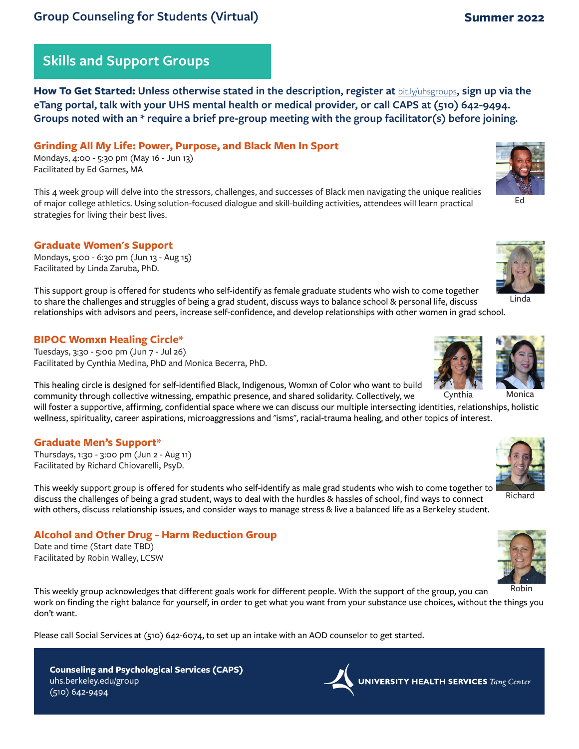# Group Counseling for Students (Virtual)

**Summer 2022**

## Skills and Support Groups

**How To Get Started: Unless otherwise stated in the description, register at bit.ly/uhsgroups, sign up via the eTang portal, talk with your UHS mental health or medical provider, or call CAPS at (510) 642-9494. Groups noted with an * require a brief pre-group meeting with the group facilitator(s) before joining.**

### Grinding All My Life: Power, Purpose, and Black Men In Sport

Mondays, 4:00 - 5:30 pm (May 16 - Jun 13)
Facilitated by Ed Garnes, MA

Ed

This 4 week group will delve into the stressors, challenges, and successes of Black men navigating the unique realities of major college athletics. Using solution-focused dialogue and skill-building activities, attendees will learn practical strategies for living their best lives.

### Graduate Women's Support

Mondays, 5:00 - 6:30 pm (Jun 13 - Aug 15)
Facilitated by Linda Zaruba, PhD.

Linda

This support group is offered for students who self-identify as female graduate students who wish to come together to share the challenges and struggles of being a grad student, discuss ways to balance school & personal life, discuss relationships with advisors and peers, increase self-confidence, and develop relationships with other women in grad school.

### BIPOC Womxn Healing Circle*

Tuesdays, 3:30 - 5:00 pm (Jun 7 - Jul 26)
Facilitated by Cynthia Medina, PhD and Monica Becerra, PhD.

Cynthia Monica

This healing circle is designed for self-identified Black, Indigenous, Womxn of Color who want to build community through collective witnessing, empathic presence, and shared solidarity. Collectively, we will foster a supportive, affirming, confidential space where we can discuss our multiple intersecting identities, relationships, holistic wellness, spirituality, career aspirations, microaggressions and "isms", racial-trauma healing, and other topics of interest.

### Graduate Men's Support*

Thursdays, 1:30 - 3:00 pm (Jun 2 - Aug 11)
Facilitated by Richard Chiovarelli, PsyD.

Richard

This weekly support group is offered for students who self-identify as male grad students who wish to come together to discuss the challenges of being a grad student, ways to deal with the hurdles & hassles of school, find ways to connect with others, discuss relationship issues, and consider ways to manage stress & live a balanced life as a Berkeley student.

### Alcohol and Other Drug - Harm Reduction Group

Date and time (Start date TBD)
Facilitated by Robin Walley, LCSW

Robin

This weekly group acknowledges that different goals work for different people. With the support of the group, you can work on finding the right balance for yourself, in order to get what you want from your substance use choices, without the things you don't want.

Please call Social Services at (510) 642-6074, to set up an intake with an AOD counselor to get started.

**Counseling and Psychological Services (CAPS)**
uhs.berkeley.edu/group
(510) 642-9494

UNIVERSITY HEALTH SERVICES *Tang Center*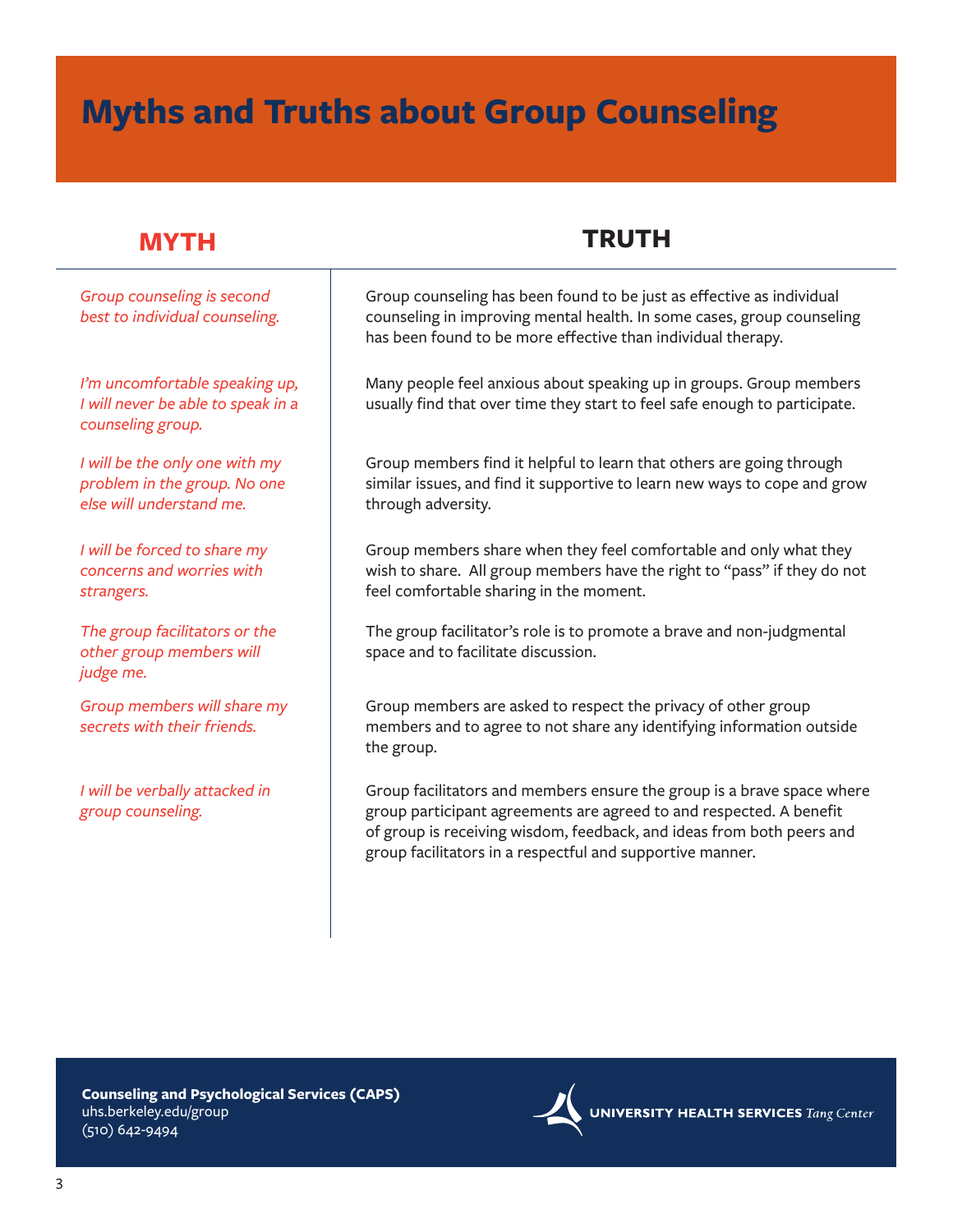# Myths and Truths about Group Counseling

| MYTH | TRUTH |
| --- | --- |
| *Group counseling is second best to individual counseling.* | Group counseling has been found to be just as effective as individual counseling in improving mental health. In some cases, group counseling has been found to be more effective than individual therapy. |
| *I'm uncomfortable speaking up, I will never be able to speak in a counseling group.* | Many people feel anxious about speaking up in groups. Group members usually find that over time they start to feel safe enough to participate. |
| *I will be the only one with my problem in the group. No one else will understand me.* | Group members find it helpful to learn that others are going through similar issues, and find it supportive to learn new ways to cope and grow through adversity. |
| *I will be forced to share my concerns and worries with strangers.* | Group members share when they feel comfortable and only what they wish to share. All group members have the right to "pass" if they do not feel comfortable sharing in the moment. |
| *The group facilitators or the other group members will judge me.* | The group facilitator's role is to promote a brave and non-judgmental space and to facilitate discussion. |
| *Group members will share my secrets with their friends.* | Group members are asked to respect the privacy of other group members and to agree to not share any identifying information outside the group. |
| *I will be verbally attacked in group counseling.* | Group facilitators and members ensure the group is a brave space where group participant agreements are agreed to and respected. A benefit of group is receiving wisdom, feedback, and ideas from both peers and group facilitators in a respectful and supportive manner. |

**Counseling and Psychological Services (CAPS)**
uhs.berkeley.edu/group
(510) 642-9494

**UNIVERSITY HEALTH SERVICES** *Tang Center*